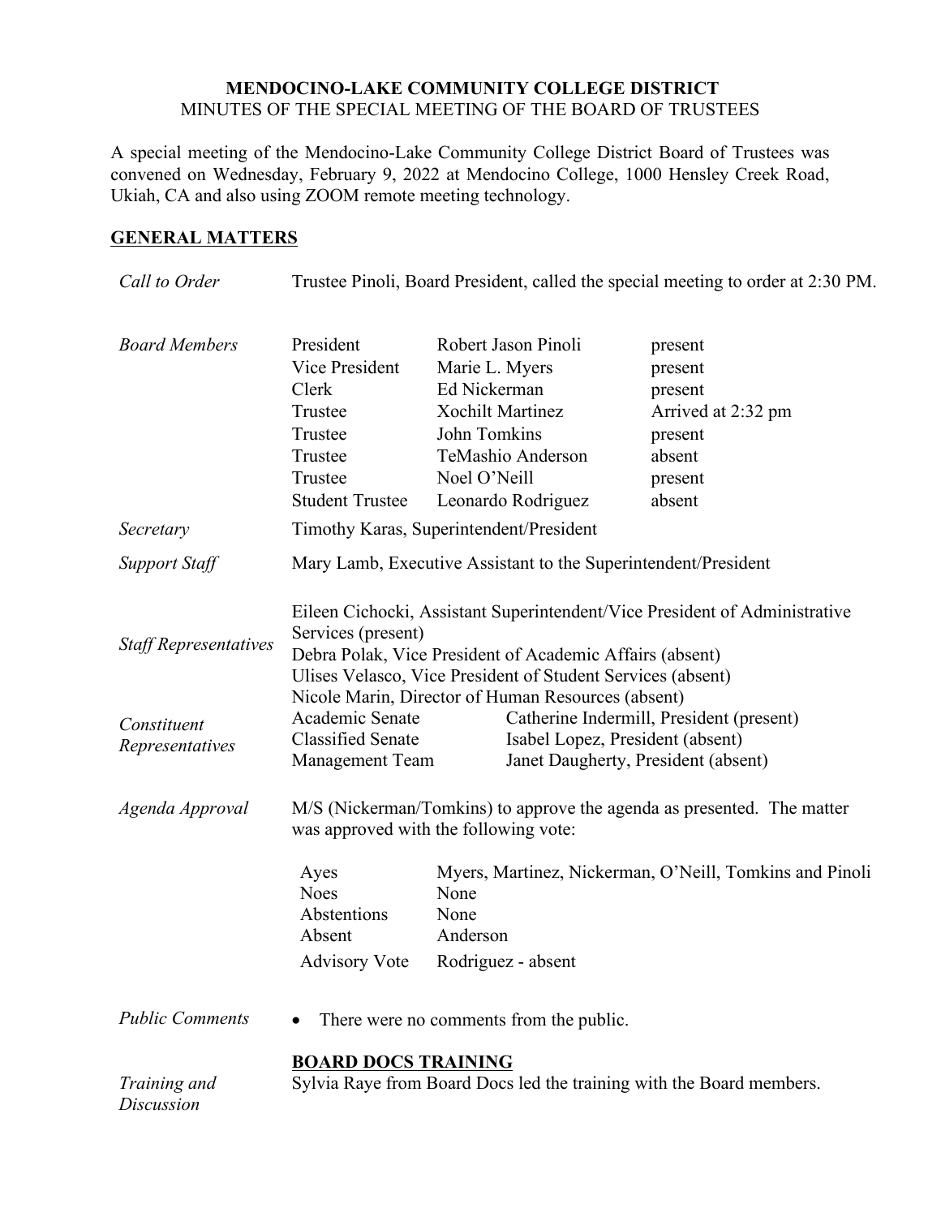**MENDOCINO-LAKE COMMUNITY COLLEGE DISTRICT**
MINUTES OF THE SPECIAL MEETING OF THE BOARD OF TRUSTEES

A special meeting of the Mendocino-Lake Community College District Board of Trustees was convened on Wednesday, February 9, 2022 at Mendocino College, 1000 Hensley Creek Road, Ukiah, CA and also using ZOOM remote meeting technology.

## GENERAL MATTERS

*Call to Order*

Trustee Pinoli, Board President, called the special meeting to order at 2:30 PM.

*Board Members*

| | | |
|---|---|---|
| President | Robert Jason Pinoli | present |
| Vice President | Marie L. Myers | present |
| Clerk | Ed Nickerman | present |
| Trustee | Xochilt Martinez | Arrived at 2:32 pm |
| Trustee | John Tomkins | present |
| Trustee | TeMashio Anderson | absent |
| Trustee | Noel O'Neill | present |
| Student Trustee | Leonardo Rodriguez | absent |

*Secretary*

Timothy Karas, Superintendent/President

*Support Staff*

Mary Lamb, Executive Assistant to the Superintendent/President

*Staff Representatives*

Eileen Cichocki, Assistant Superintendent/Vice President of Administrative Services (present)
Debra Polak, Vice President of Academic Affairs (absent)
Ulises Velasco, Vice President of Student Services (absent)
Nicole Marin, Director of Human Resources (absent)

*Constituent Representatives*

| | |
|---|---|
| Academic Senate | Catherine Indermill, President (present) |
| Classified Senate | Isabel Lopez, President (absent) |
| Management Team | Janet Daugherty, President (absent) |

*Agenda Approval*

M/S (Nickerman/Tomkins) to approve the agenda as presented. The matter was approved with the following vote:

| | |
|---|---|
| Ayes | Myers, Martinez, Nickerman, O'Neill, Tomkins and Pinoli |
| Noes | None |
| Abstentions | None |
| Absent | Anderson |
| Advisory Vote | Rodriguez - absent |

*Public Comments*

- There were no comments from the public.

*Training and Discussion*

**BOARD DOCS TRAINING**

Sylvia Raye from Board Docs led the training with the Board members.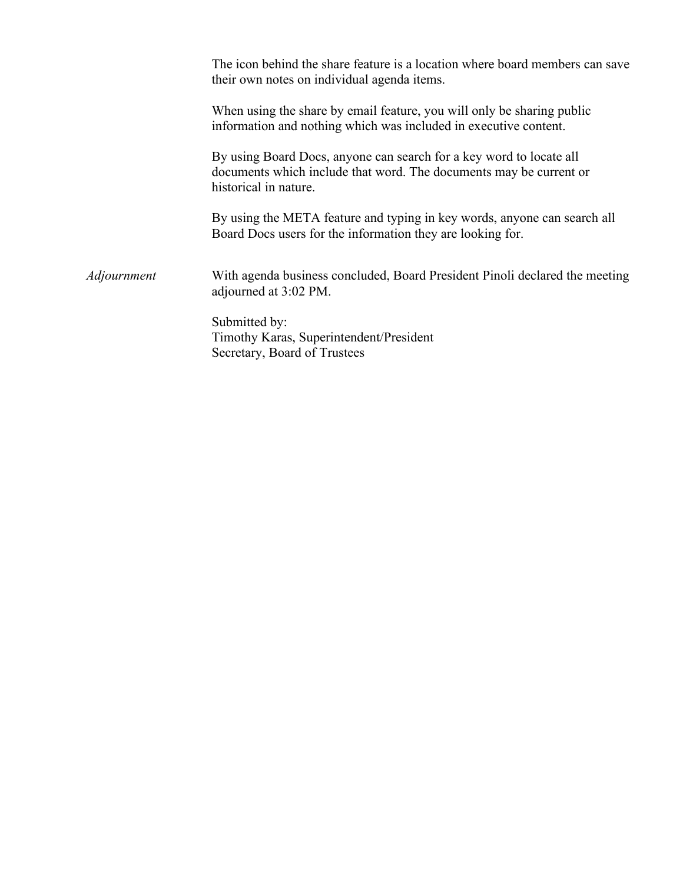The icon behind the share feature is a location where board members can save their own notes on individual agenda items.

When using the share by email feature, you will only be sharing public information and nothing which was included in executive content.

By using Board Docs, anyone can search for a key word to locate all documents which include that word. The documents may be current or historical in nature.

By using the META feature and typing in key words, anyone can search all Board Docs users for the information they are looking for.

*Adjournment*

With agenda business concluded, Board President Pinoli declared the meeting adjourned at 3:02 PM.

Submitted by:
Timothy Karas, Superintendent/President
Secretary, Board of Trustees